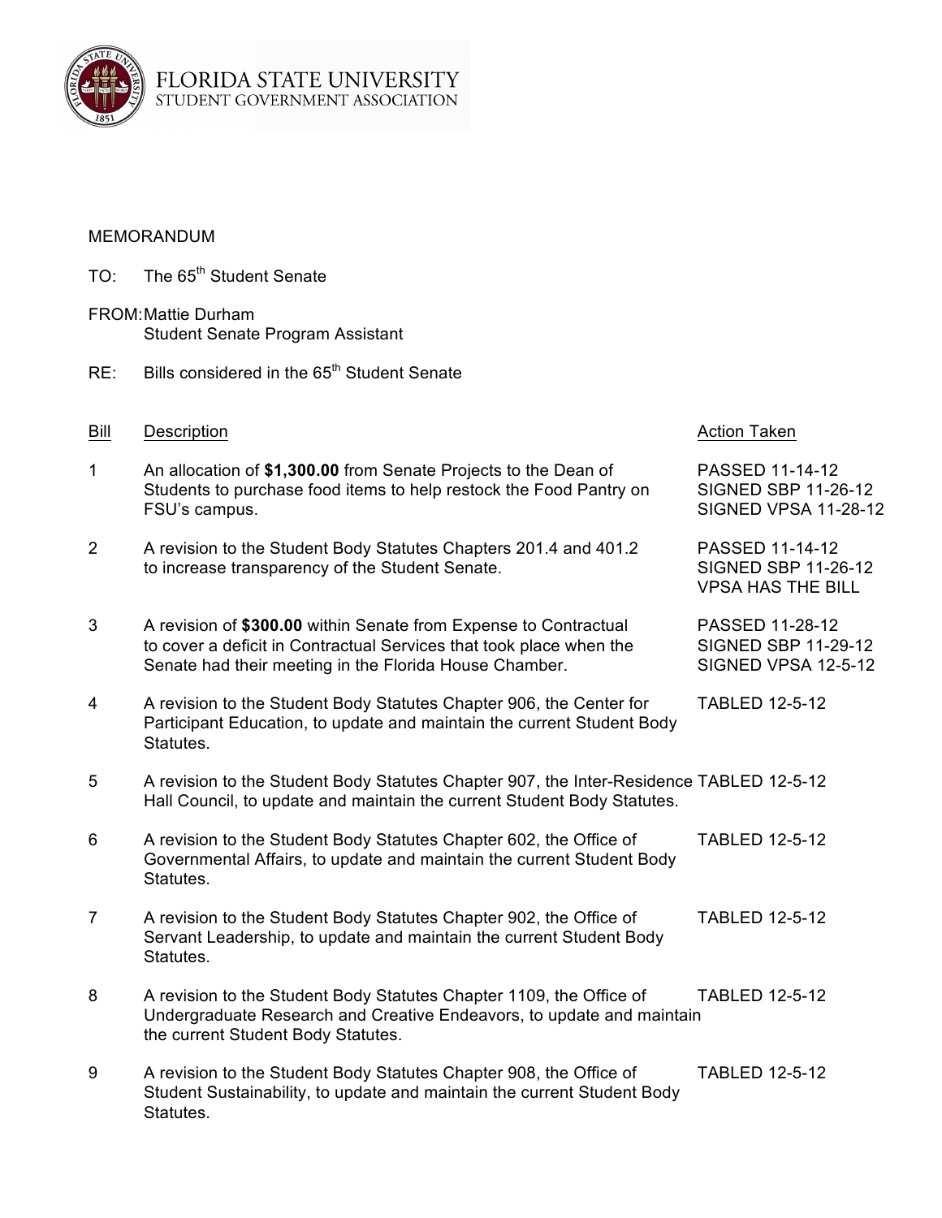FLORIDA STATE UNIVERSITY
STUDENT GOVERNMENT ASSOCIATION

MEMORANDUM

TO: The 65th Student Senate

FROM: Mattie Durham
Student Senate Program Assistant

RE: Bills considered in the 65th Student Senate

| Bill | Description | Action Taken |
|---|---|---|
| 1 | An allocation of **$1,300.00** from Senate Projects to the Dean of Students to purchase food items to help restock the Food Pantry on FSU's campus. | PASSED 11-14-12<br>SIGNED SBP 11-26-12<br>SIGNED VPSA 11-28-12 |
| 2 | A revision to the Student Body Statutes Chapters 201.4 and 401.2 to increase transparency of the Student Senate. | PASSED 11-14-12<br>SIGNED SBP 11-26-12<br>VPSA HAS THE BILL |
| 3 | A revision of **$300.00** within Senate from Expense to Contractual to cover a deficit in Contractual Services that took place when the Senate had their meeting in the Florida House Chamber. | PASSED 11-28-12<br>SIGNED SBP 11-29-12<br>SIGNED VPSA 12-5-12 |
| 4 | A revision to the Student Body Statutes Chapter 906, the Center for Participant Education, to update and maintain the current Student Body Statutes. | TABLED 12-5-12 |
| 5 | A revision to the Student Body Statutes Chapter 907, the Inter-Residence Hall Council, to update and maintain the current Student Body Statutes. | TABLED 12-5-12 |
| 6 | A revision to the Student Body Statutes Chapter 602, the Office of Governmental Affairs, to update and maintain the current Student Body Statutes. | TABLED 12-5-12 |
| 7 | A revision to the Student Body Statutes Chapter 902, the Office of Servant Leadership, to update and maintain the current Student Body Statutes. | TABLED 12-5-12 |
| 8 | A revision to the Student Body Statutes Chapter 1109, the Office of Undergraduate Research and Creative Endeavors, to update and maintain the current Student Body Statutes. | TABLED 12-5-12 |
| 9 | A revision to the Student Body Statutes Chapter 908, the Office of Student Sustainability, to update and maintain the current Student Body Statutes. | TABLED 12-5-12 |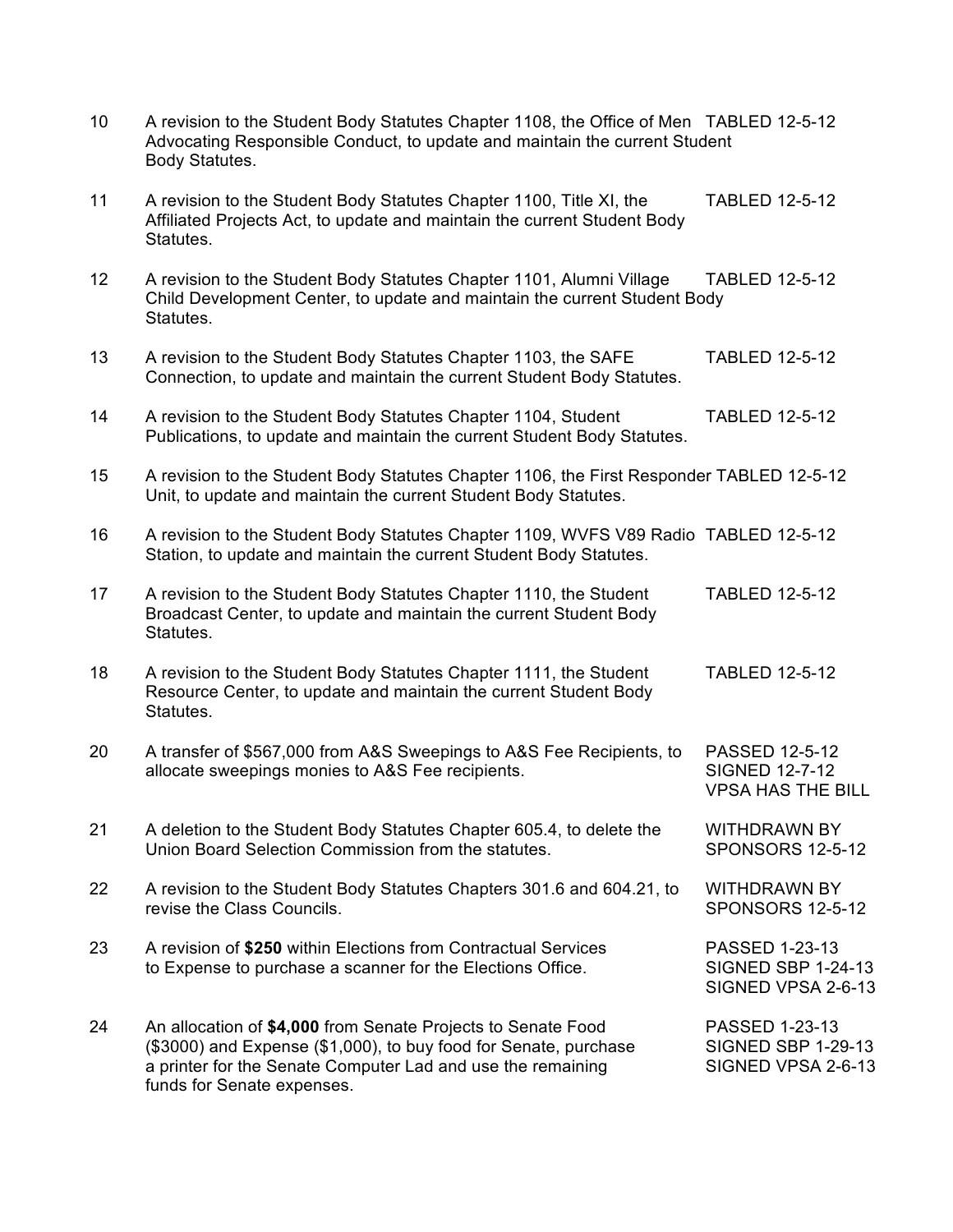| | | |
|---|---|---|
| 10 | A revision to the Student Body Statutes Chapter 1108, the Office of Men Advocating Responsible Conduct, to update and maintain the current Student Body Statutes. | TABLED 12-5-12 |
| 11 | A revision to the Student Body Statutes Chapter 1100, Title XI, the Affiliated Projects Act, to update and maintain the current Student Body Statutes. | TABLED 12-5-12 |
| 12 | A revision to the Student Body Statutes Chapter 1101, Alumni Village Child Development Center, to update and maintain the current Student Body Statutes. | TABLED 12-5-12 |
| 13 | A revision to the Student Body Statutes Chapter 1103, the SAFE Connection, to update and maintain the current Student Body Statutes. | TABLED 12-5-12 |
| 14 | A revision to the Student Body Statutes Chapter 1104, Student Publications, to update and maintain the current Student Body Statutes. | TABLED 12-5-12 |
| 15 | A revision to the Student Body Statutes Chapter 1106, the First Responder Unit, to update and maintain the current Student Body Statutes. | TABLED 12-5-12 |
| 16 | A revision to the Student Body Statutes Chapter 1109, WVFS V89 Radio Station, to update and maintain the current Student Body Statutes. | TABLED 12-5-12 |
| 17 | A revision to the Student Body Statutes Chapter 1110, the Student Broadcast Center, to update and maintain the current Student Body Statutes. | TABLED 12-5-12 |
| 18 | A revision to the Student Body Statutes Chapter 1111, the Student Resource Center, to update and maintain the current Student Body Statutes. | TABLED 12-5-12 |
| 20 | A transfer of $567,000 from A&S Sweepings to A&S Fee Recipients, to allocate sweepings monies to A&S Fee recipients. | PASSED 12-5-12<br>SIGNED 12-7-12<br>VPSA HAS THE BILL |
| 21 | A deletion to the Student Body Statutes Chapter 605.4, to delete the Union Board Selection Commission from the statutes. | WITHDRAWN BY SPONSORS 12-5-12 |
| 22 | A revision to the Student Body Statutes Chapters 301.6 and 604.21, to revise the Class Councils. | WITHDRAWN BY SPONSORS 12-5-12 |
| 23 | A revision of **$250** within Elections from Contractual Services to Expense to purchase a scanner for the Elections Office. | PASSED 1-23-13<br>SIGNED SBP 1-24-13<br>SIGNED VPSA 2-6-13 |
| 24 | An allocation of **$4,000** from Senate Projects to Senate Food ($3000) and Expense ($1,000), to buy food for Senate, purchase a printer for the Senate Computer Lad and use the remaining funds for Senate expenses. | PASSED 1-23-13<br>SIGNED SBP 1-29-13<br>SIGNED VPSA 2-6-13 |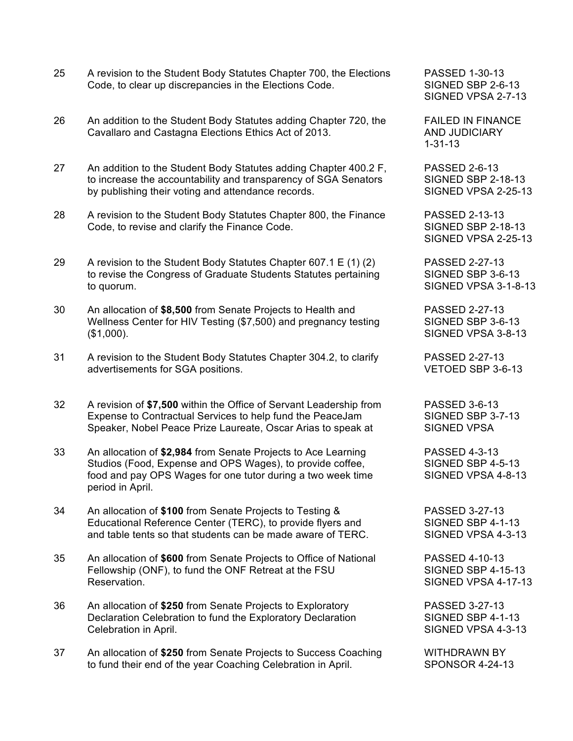| | | |
|---|---|---|
| 25 | A revision to the Student Body Statutes Chapter 700, the Elections Code, to clear up discrepancies in the Elections Code. | PASSED 1-30-13<br>SIGNED SBP 2-6-13<br>SIGNED VPSA 2-7-13 |
| 26 | An addition to the Student Body Statutes adding Chapter 720, the Cavallaro and Castagna Elections Ethics Act of 2013. | FAILED IN FINANCE AND JUDICIARY 1-31-13 |
| 27 | An addition to the Student Body Statutes adding Chapter 400.2 F, to increase the accountability and transparency of SGA Senators by publishing their voting and attendance records. | PASSED 2-6-13<br>SIGNED SBP 2-18-13<br>SIGNED VPSA 2-25-13 |
| 28 | A revision to the Student Body Statutes Chapter 800, the Finance Code, to revise and clarify the Finance Code. | PASSED 2-13-13<br>SIGNED SBP 2-18-13<br>SIGNED VPSA 2-25-13 |
| 29 | A revision to the Student Body Statutes Chapter 607.1 E (1) (2) to revise the Congress of Graduate Students Statutes pertaining to quorum. | PASSED 2-27-13<br>SIGNED SBP 3-6-13<br>SIGNED VPSA 3-1-8-13 |
| 30 | An allocation of **$8,500** from Senate Projects to Health and Wellness Center for HIV Testing ($7,500) and pregnancy testing ($1,000). | PASSED 2-27-13<br>SIGNED SBP 3-6-13<br>SIGNED VPSA 3-8-13 |
| 31 | A revision to the Student Body Statutes Chapter 304.2, to clarify advertisements for SGA positions. | PASSED 2-27-13<br>VETOED SBP 3-6-13 |
| 32 | A revision of **$7,500** within the Office of Servant Leadership from Expense to Contractual Services to help fund the PeaceJam Speaker, Nobel Peace Prize Laureate, Oscar Arias to speak at | PASSED 3-6-13<br>SIGNED SBP 3-7-13<br>SIGNED VPSA |
| 33 | An allocation of **$2,984** from Senate Projects to Ace Learning Studios (Food, Expense and OPS Wages), to provide coffee, food and pay OPS Wages for one tutor during a two week time period in April. | PASSED 4-3-13<br>SIGNED SBP 4-5-13<br>SIGNED VPSA 4-8-13 |
| 34 | An allocation of **$100** from Senate Projects to Testing & Educational Reference Center (TERC), to provide flyers and and table tents so that students can be made aware of TERC. | PASSED 3-27-13<br>SIGNED SBP 4-1-13<br>SIGNED VPSA 4-3-13 |
| 35 | An allocation of **$600** from Senate Projects to Office of National Fellowship (ONF), to fund the ONF Retreat at the FSU Reservation. | PASSED 4-10-13<br>SIGNED SBP 4-15-13<br>SIGNED VPSA 4-17-13 |
| 36 | An allocation of **$250** from Senate Projects to Exploratory Declaration Celebration to fund the Exploratory Declaration Celebration in April. | PASSED 3-27-13<br>SIGNED SBP 4-1-13<br>SIGNED VPSA 4-3-13 |
| 37 | An allocation of **$250** from Senate Projects to Success Coaching to fund their end of the year Coaching Celebration in April. | WITHDRAWN BY SPONSOR 4-24-13 |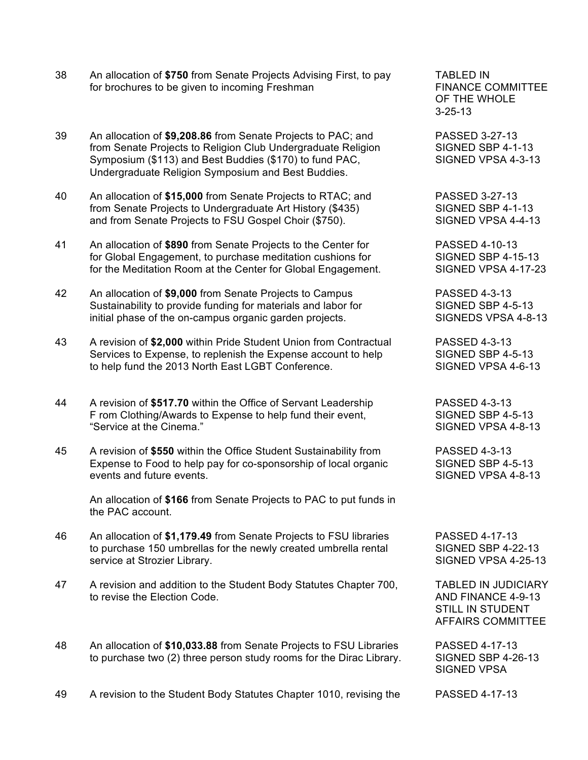| | | |
|---|---|---|
| 38 | An allocation of **$750** from Senate Projects Advising First, to pay for brochures to be given to incoming Freshman | TABLED IN FINANCE COMMITTEE OF THE WHOLE 3-25-13 |
| 39 | An allocation of **$9,208.86** from Senate Projects to PAC; and from Senate Projects to Religion Club Undergraduate Religion Symposium ($113) and Best Buddies ($170) to fund PAC, Undergraduate Religion Symposium and Best Buddies. | PASSED 3-27-13<br>SIGNED SBP 4-1-13<br>SIGNED VPSA 4-3-13 |
| 40 | An allocation of **$15,000** from Senate Projects to RTAC; and from Senate Projects to Undergraduate Art History ($435) and from Senate Projects to FSU Gospel Choir ($750). | PASSED 3-27-13<br>SIGNED SBP 4-1-13<br>SIGNED VPSA 4-4-13 |
| 41 | An allocation of **$890** from Senate Projects to the Center for for Global Engagement, to purchase meditation cushions for for the Meditation Room at the Center for Global Engagement. | PASSED 4-10-13<br>SIGNED SBP 4-15-13<br>SIGNED VPSA 4-17-23 |
| 42 | An allocation of **$9,000** from Senate Projects to Campus Sustainability to provide funding for materials and labor for initial phase of the on-campus organic garden projects. | PASSED 4-3-13<br>SIGNED SBP 4-5-13<br>SIGNEDS VPSA 4-8-13 |
| 43 | A revision of **$2,000** within Pride Student Union from Contractual Services to Expense, to replenish the Expense account to help to help fund the 2013 North East LGBT Conference. | PASSED 4-3-13<br>SIGNED SBP 4-5-13<br>SIGNED VPSA 4-6-13 |
| 44 | A revision of **$517.70** within the Office of Servant Leadership F rom Clothing/Awards to Expense to help fund their event, "Service at the Cinema." | PASSED 4-3-13<br>SIGNED SBP 4-5-13<br>SIGNED VPSA 4-8-13 |
| 45 | A revision of **$550** within the Office Student Sustainability from Expense to Food to help pay for co-sponsorship of local organic events and future events.<br><br>An allocation of **$166** from Senate Projects to PAC to put funds in the PAC account. | PASSED 4-3-13<br>SIGNED SBP 4-5-13<br>SIGNED VPSA 4-8-13 |
| 46 | An allocation of **$1,179.49** from Senate Projects to FSU libraries to purchase 150 umbrellas for the newly created umbrella rental service at Strozier Library. | PASSED 4-17-13<br>SIGNED SBP 4-22-13<br>SIGNED VPSA 4-25-13 |
| 47 | A revision and addition to the Student Body Statutes Chapter 700, to revise the Election Code. | TABLED IN JUDICIARY AND FINANCE 4-9-13<br>STILL IN STUDENT AFFAIRS COMMITTEE |
| 48 | An allocation of **$10,033.88** from Senate Projects to FSU Libraries to purchase two (2) three person study rooms for the Dirac Library. | PASSED 4-17-13<br>SIGNED SBP 4-26-13<br>SIGNED VPSA |
| 49 | A revision to the Student Body Statutes Chapter 1010, revising the | PASSED 4-17-13 |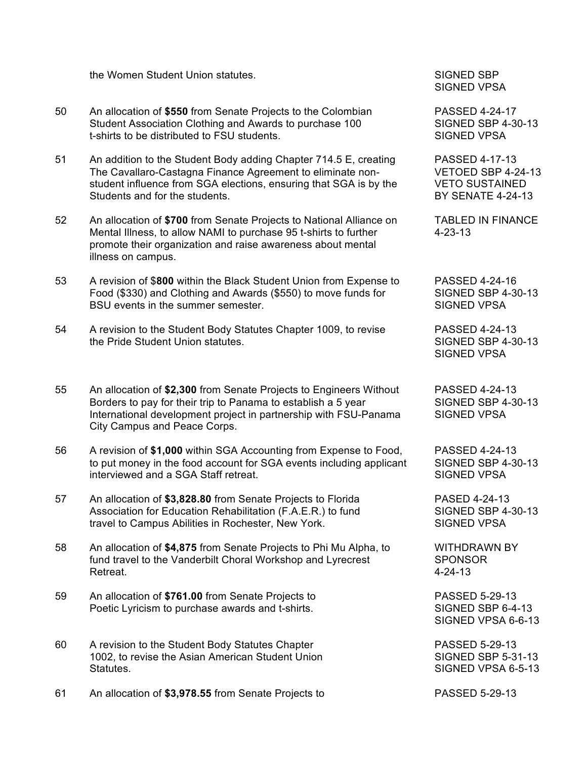| No. | Description | Status |
|---|---|---|
| | the Women Student Union statutes. | SIGNED SBP<br>SIGNED VPSA |
| 50 | An allocation of **$550** from Senate Projects to the Colombian Student Association Clothing and Awards to purchase 100 t-shirts to be distributed to FSU students. | PASSED 4-24-17<br>SIGNED SBP 4-30-13<br>SIGNED VPSA |
| 51 | An addition to the Student Body adding Chapter 714.5 E, creating The Cavallaro-Castagna Finance Agreement to eliminate non-student influence from SGA elections, ensuring that SGA is by the Students and for the students. | PASSED 4-17-13<br>VETOED SBP 4-24-13<br>VETO SUSTAINED BY SENATE 4-24-13 |
| 52 | An allocation of **$700** from Senate Projects to National Alliance on Mental Illness, to allow NAMI to purchase 95 t-shirts to further promote their organization and raise awareness about mental illness on campus. | TABLED IN FINANCE 4-23-13 |
| 53 | A revision of $**800** within the Black Student Union from Expense to Food ($330) and Clothing and Awards ($550) to move funds for BSU events in the summer semester. | PASSED 4-24-16<br>SIGNED SBP 4-30-13<br>SIGNED VPSA |
| 54 | A revision to the Student Body Statutes Chapter 1009, to revise the Pride Student Union statutes. | PASSED 4-24-13<br>SIGNED SBP 4-30-13<br>SIGNED VPSA |
| 55 | An allocation of **$2,300** from Senate Projects to Engineers Without Borders to pay for their trip to Panama to establish a 5 year International development project in partnership with FSU-Panama City Campus and Peace Corps. | PASSED 4-24-13<br>SIGNED SBP 4-30-13<br>SIGNED VPSA |
| 56 | A revision of **$1,000** within SGA Accounting from Expense to Food, to put money in the food account for SGA events including applicant interviewed and a SGA Staff retreat. | PASSED 4-24-13<br>SIGNED SBP 4-30-13<br>SIGNED VPSA |
| 57 | An allocation of **$3,828.80** from Senate Projects to Florida Association for Education Rehabilitation (F.A.E.R.) to fund travel to Campus Abilities in Rochester, New York. | PASED 4-24-13<br>SIGNED SBP 4-30-13<br>SIGNED VPSA |
| 58 | An allocation of **$4,875** from Senate Projects to Phi Mu Alpha, to fund travel to the Vanderbilt Choral Workshop and Lyrecrest Retreat. | WITHDRAWN BY SPONSOR 4-24-13 |
| 59 | An allocation of **$761.00** from Senate Projects to Poetic Lyricism to purchase awards and t-shirts. | PASSED 5-29-13<br>SIGNED SBP 6-4-13<br>SIGNED VPSA 6-6-13 |
| 60 | A revision to the Student Body Statutes Chapter 1002, to revise the Asian American Student Union Statutes. | PASSED 5-29-13<br>SIGNED SBP 5-31-13<br>SIGNED VPSA 6-5-13 |
| 61 | An allocation of **$3,978.55** from Senate Projects to | PASSED 5-29-13 |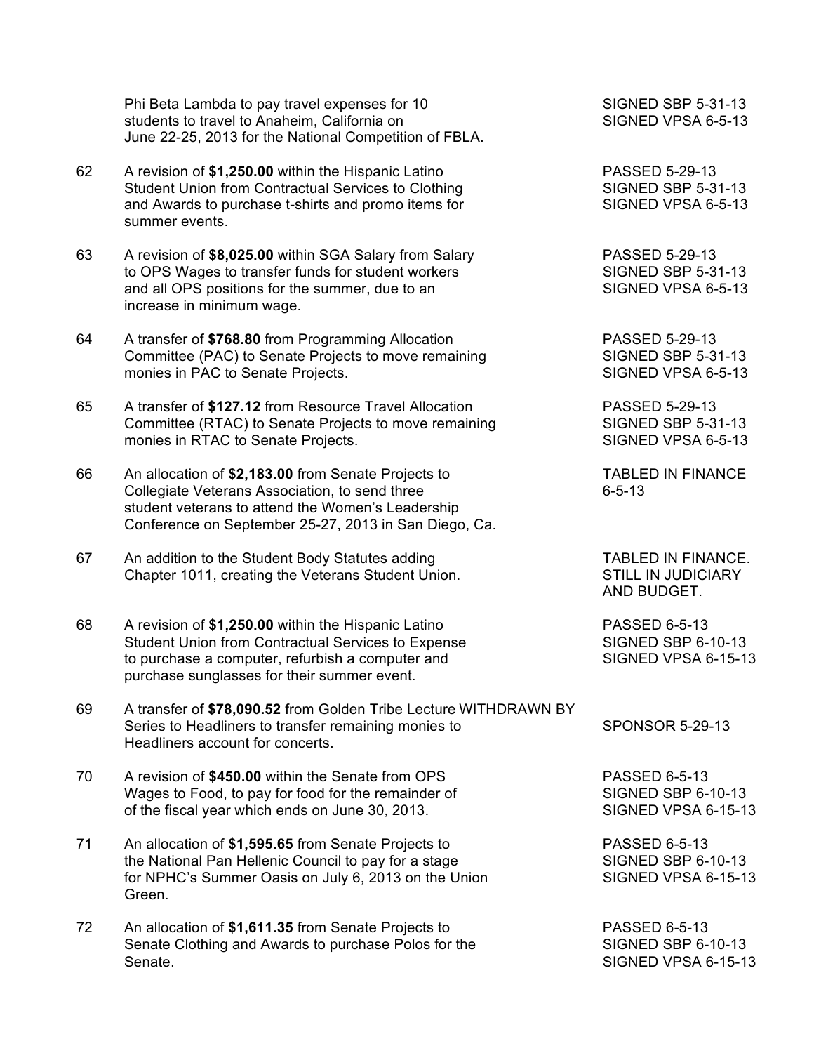| | | |
|---|---|---|
| | Phi Beta Lambda to pay travel expenses for 10 students to travel to Anaheim, California on June 22-25, 2013 for the National Competition of FBLA. | SIGNED SBP 5-31-13<br>SIGNED VPSA 6-5-13 |
| 62 | A revision of **$1,250.00** within the Hispanic Latino Student Union from Contractual Services to Clothing and Awards to purchase t-shirts and promo items for summer events. | PASSED 5-29-13<br>SIGNED SBP 5-31-13<br>SIGNED VPSA 6-5-13 |
| 63 | A revision of **$8,025.00** within SGA Salary from Salary to OPS Wages to transfer funds for student workers and all OPS positions for the summer, due to an increase in minimum wage. | PASSED 5-29-13<br>SIGNED SBP 5-31-13<br>SIGNED VPSA 6-5-13 |
| 64 | A transfer of **$768.80** from Programming Allocation Committee (PAC) to Senate Projects to move remaining monies in PAC to Senate Projects. | PASSED 5-29-13<br>SIGNED SBP 5-31-13<br>SIGNED VPSA 6-5-13 |
| 65 | A transfer of **$127.12** from Resource Travel Allocation Committee (RTAC) to Senate Projects to move remaining monies in RTAC to Senate Projects. | PASSED 5-29-13<br>SIGNED SBP 5-31-13<br>SIGNED VPSA 6-5-13 |
| 66 | An allocation of **$2,183.00** from Senate Projects to Collegiate Veterans Association, to send three student veterans to attend the Women's Leadership Conference on September 25-27, 2013 in San Diego, Ca. | TABLED IN FINANCE 6-5-13 |
| 67 | An addition to the Student Body Statutes adding Chapter 1011, creating the Veterans Student Union. | TABLED IN FINANCE. STILL IN JUDICIARY AND BUDGET. |
| 68 | A revision of **$1,250.00** within the Hispanic Latino Student Union from Contractual Services to Expense to purchase a computer, refurbish a computer and purchase sunglasses for their summer event. | PASSED 6-5-13<br>SIGNED SBP 6-10-13<br>SIGNED VPSA 6-15-13 |
| 69 | A transfer of **$78,090.52** from Golden Tribe Lecture Series to Headliners to transfer remaining monies to Headliners account for concerts. | WITHDRAWN BY SPONSOR 5-29-13 |
| 70 | A revision of **$450.00** within the Senate from OPS Wages to Food, to pay for food for the remainder of of the fiscal year which ends on June 30, 2013. | PASSED 6-5-13<br>SIGNED SBP 6-10-13<br>SIGNED VPSA 6-15-13 |
| 71 | An allocation of **$1,595.65** from Senate Projects to the National Pan Hellenic Council to pay for a stage for NPHC's Summer Oasis on July 6, 2013 on the Union Green. | PASSED 6-5-13<br>SIGNED SBP 6-10-13<br>SIGNED VPSA 6-15-13 |
| 72 | An allocation of **$1,611.35** from Senate Projects to Senate Clothing and Awards to purchase Polos for the Senate. | PASSED 6-5-13<br>SIGNED SBP 6-10-13<br>SIGNED VPSA 6-15-13 |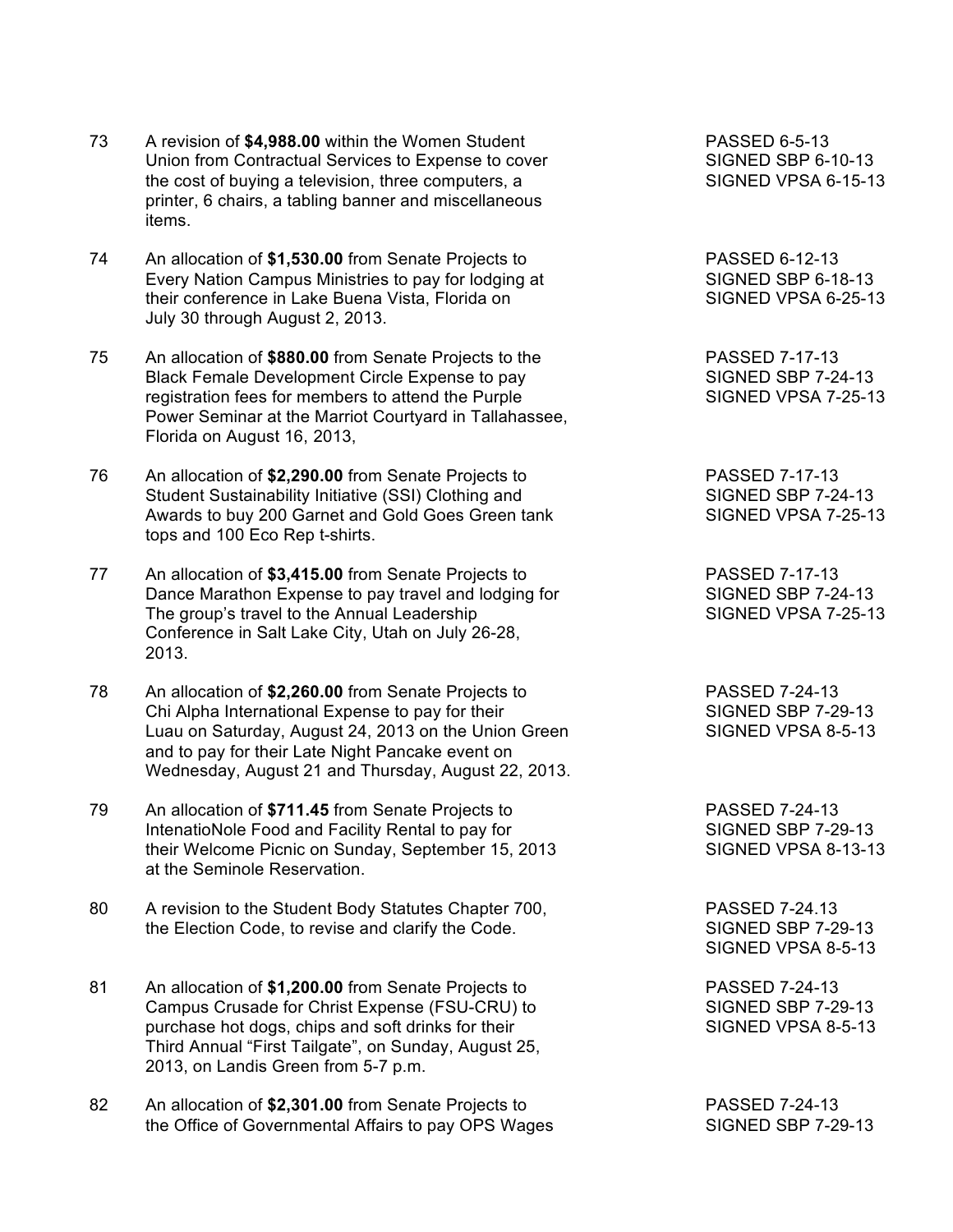| | | |
|---|---|---|
| 73 | A revision of **$4,988.00** within the Women Student Union from Contractual Services to Expense to cover the cost of buying a television, three computers, a printer, 6 chairs, a tabling banner and miscellaneous items. | PASSED 6-5-13<br>SIGNED SBP 6-10-13<br>SIGNED VPSA 6-15-13 |
| 74 | An allocation of **$1,530.00** from Senate Projects to Every Nation Campus Ministries to pay for lodging at their conference in Lake Buena Vista, Florida on July 30 through August 2, 2013. | PASSED 6-12-13<br>SIGNED SBP 6-18-13<br>SIGNED VPSA 6-25-13 |
| 75 | An allocation of **$880.00** from Senate Projects to the Black Female Development Circle Expense to pay registration fees for members to attend the Purple Power Seminar at the Marriot Courtyard in Tallahassee, Florida on August 16, 2013, | PASSED 7-17-13<br>SIGNED SBP 7-24-13<br>SIGNED VPSA 7-25-13 |
| 76 | An allocation of **$2,290.00** from Senate Projects to Student Sustainability Initiative (SSI) Clothing and Awards to buy 200 Garnet and Gold Goes Green tank tops and 100 Eco Rep t-shirts. | PASSED 7-17-13<br>SIGNED SBP 7-24-13<br>SIGNED VPSA 7-25-13 |
| 77 | An allocation of **$3,415.00** from Senate Projects to Dance Marathon Expense to pay travel and lodging for The group's travel to the Annual Leadership Conference in Salt Lake City, Utah on July 26-28, 2013. | PASSED 7-17-13<br>SIGNED SBP 7-24-13<br>SIGNED VPSA 7-25-13 |
| 78 | An allocation of **$2,260.00** from Senate Projects to Chi Alpha International Expense to pay for their Luau on Saturday, August 24, 2013 on the Union Green and to pay for their Late Night Pancake event on Wednesday, August 21 and Thursday, August 22, 2013. | PASSED 7-24-13<br>SIGNED SBP 7-29-13<br>SIGNED VPSA 8-5-13 |
| 79 | An allocation of **$711.45** from Senate Projects to IntenatioNole Food and Facility Rental to pay for their Welcome Picnic on Sunday, September 15, 2013 at the Seminole Reservation. | PASSED 7-24-13<br>SIGNED SBP 7-29-13<br>SIGNED VPSA 8-13-13 |
| 80 | A revision to the Student Body Statutes Chapter 700, the Election Code, to revise and clarify the Code. | PASSED 7-24.13<br>SIGNED SBP 7-29-13<br>SIGNED VPSA 8-5-13 |
| 81 | An allocation of **$1,200.00** from Senate Projects to Campus Crusade for Christ Expense (FSU-CRU) to purchase hot dogs, chips and soft drinks for their Third Annual "First Tailgate", on Sunday, August 25, 2013, on Landis Green from 5-7 p.m. | PASSED 7-24-13<br>SIGNED SBP 7-29-13<br>SIGNED VPSA 8-5-13 |
| 82 | An allocation of **$2,301.00** from Senate Projects to the Office of Governmental Affairs to pay OPS Wages | PASSED 7-24-13<br>SIGNED SBP 7-29-13 |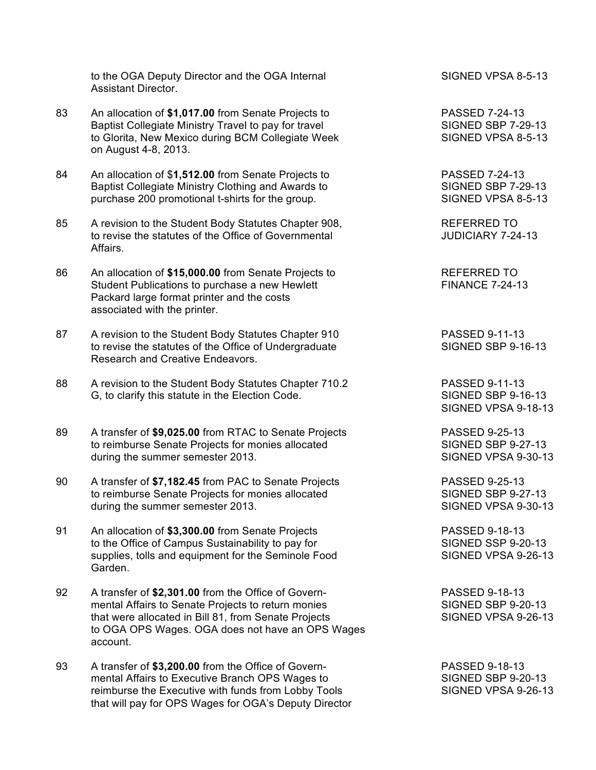| | | |
|---|---|---|
| | to the OGA Deputy Director and the OGA Internal Assistant Director. | SIGNED VPSA 8-5-13 |
| 83 | An allocation of **$1,017.00** from Senate Projects to Baptist Collegiate Ministry Travel to pay for travel to Glorita, New Mexico during BCM Collegiate Week on August 4-8, 2013. | PASSED 7-24-13<br>SIGNED SBP 7-29-13<br>SIGNED VPSA 8-5-13 |
| 84 | An allocation of $**1,512.00** from Senate Projects to Baptist Collegiate Ministry Clothing and Awards to purchase 200 promotional t-shirts for the group. | PASSED 7-24-13<br>SIGNED SBP 7-29-13<br>SIGNED VPSA 8-5-13 |
| 85 | A revision to the Student Body Statutes Chapter 908, to revise the statutes of the Office of Governmental Affairs. | REFERRED TO JUDICIARY 7-24-13 |
| 86 | An allocation of **$15,000.00** from Senate Projects to Student Publications to purchase a new Hewlett Packard large format printer and the costs associated with the printer. | REFERRED TO FINANCE 7-24-13 |
| 87 | A revision to the Student Body Statutes Chapter 910 to revise the statutes of the Office of Undergraduate Research and Creative Endeavors. | PASSED 9-11-13<br>SIGNED SBP 9-16-13 |
| 88 | A revision to the Student Body Statutes Chapter 710.2 G, to clarify this statute in the Election Code. | PASSED 9-11-13<br>SIGNED SBP 9-16-13<br>SIGNED VPSA 9-18-13 |
| 89 | A transfer of **$9,025.00** from RTAC to Senate Projects to reimburse Senate Projects for monies allocated during the summer semester 2013. | PASSED 9-25-13<br>SIGNED SBP 9-27-13<br>SIGNED VPSA 9-30-13 |
| 90 | A transfer of **$7,182.45** from PAC to Senate Projects to reimburse Senate Projects for monies allocated during the summer semester 2013. | PASSED 9-25-13<br>SIGNED SBP 9-27-13<br>SIGNED VPSA 9-30-13 |
| 91 | An allocation of **$3,300.00** from Senate Projects to the Office of Campus Sustainability to pay for supplies, tolls and equipment for the Seminole Food Garden. | PASSED 9-18-13<br>SIGNED SSP 9-20-13<br>SIGNED VPSA 9-26-13 |
| 92 | A transfer of **$2,301.00** from the Office of Governmental Affairs to Senate Projects to return monies that were allocated in Bill 81, from Senate Projects to OGA OPS Wages. OGA does not have an OPS Wages account. | PASSED 9-18-13<br>SIGNED SBP 9-20-13<br>SIGNED VPSA 9-26-13 |
| 93 | A transfer of **$3,200.00** from the Office of Governmental Affairs to Executive Branch OPS Wages to reimburse the Executive with funds from Lobby Tools that will pay for OPS Wages for OGA's Deputy Director | PASSED 9-18-13<br>SIGNED SBP 9-20-13<br>SIGNED VPSA 9-26-13 |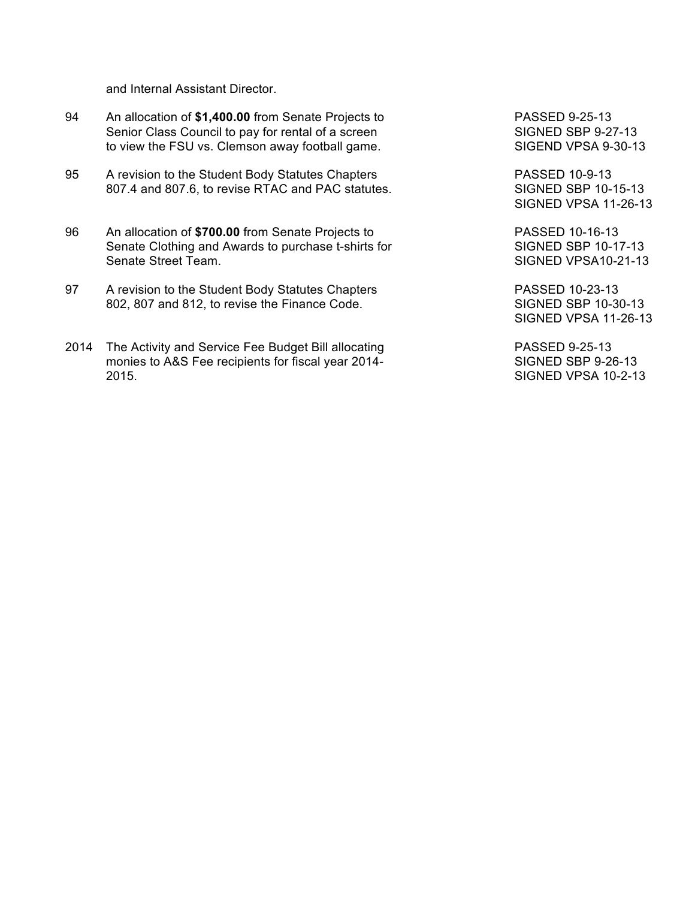and Internal Assistant Director.

| | | |
|---|---|---|
| 94 | An allocation of **$1,400.00** from Senate Projects to Senior Class Council to pay for rental of a screen to view the FSU vs. Clemson away football game. | PASSED 9-25-13<br>SIGNED SBP 9-27-13<br>SIGEND VPSA 9-30-13 |
| 95 | A revision to the Student Body Statutes Chapters 807.4 and 807.6, to revise RTAC and PAC statutes. | PASSED 10-9-13<br>SIGNED SBP 10-15-13<br>SIGNED VPSA 11-26-13 |
| 96 | An allocation of **$700.00** from Senate Projects to Senate Clothing and Awards to purchase t-shirts for Senate Street Team. | PASSED 10-16-13<br>SIGNED SBP 10-17-13<br>SIGNED VPSA10-21-13 |
| 97 | A revision to the Student Body Statutes Chapters 802, 807 and 812, to revise the Finance Code. | PASSED 10-23-13<br>SIGNED SBP 10-30-13<br>SIGNED VPSA 11-26-13 |
| 2014 | The Activity and Service Fee Budget Bill allocating monies to A&S Fee recipients for fiscal year 2014-2015. | PASSED 9-25-13<br>SIGNED SBP 9-26-13<br>SIGNED VPSA 10-2-13 |